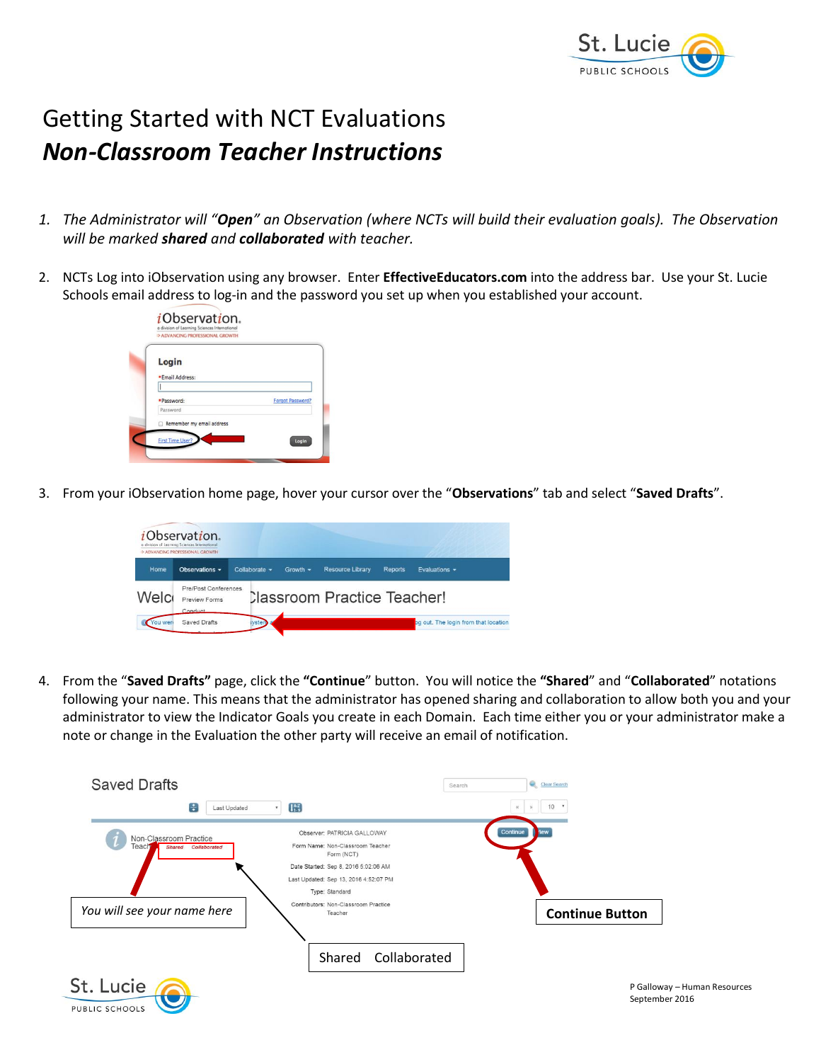# Getting Started with NCT Evaluations

## *Non-Classroom Teacher Instructions*

1. *The Administrator will "**Open**" an Observation (where NCTs will build their evaluation goals). The Observation will be marked **shared** and **collaborated** with teacher.*

2. NCTs Log into iObservation using any browser. Enter **EffectiveEducators.com** into the address bar. Use your St. Lucie Schools email address to log-in and the password you set up when you established your account.

3. From your iObservation home page, hover your cursor over the "**Observations**" tab and select "**Saved Drafts**".

4. From the "**Saved Drafts"** page, click the **"Continue**" button. You will notice the **"Shared**" and "**Collaborated**" notations following your name. This means that the administrator has opened sharing and collaboration to allow both you and your administrator to view the Indicator Goals you create in each Domain. Each time either you or your administrator make a note or change in the Evaluation the other party will receive an email of notification.

You will see your name here

Shared Collaborated

Continue Button

P Galloway – Human Resources
September 2016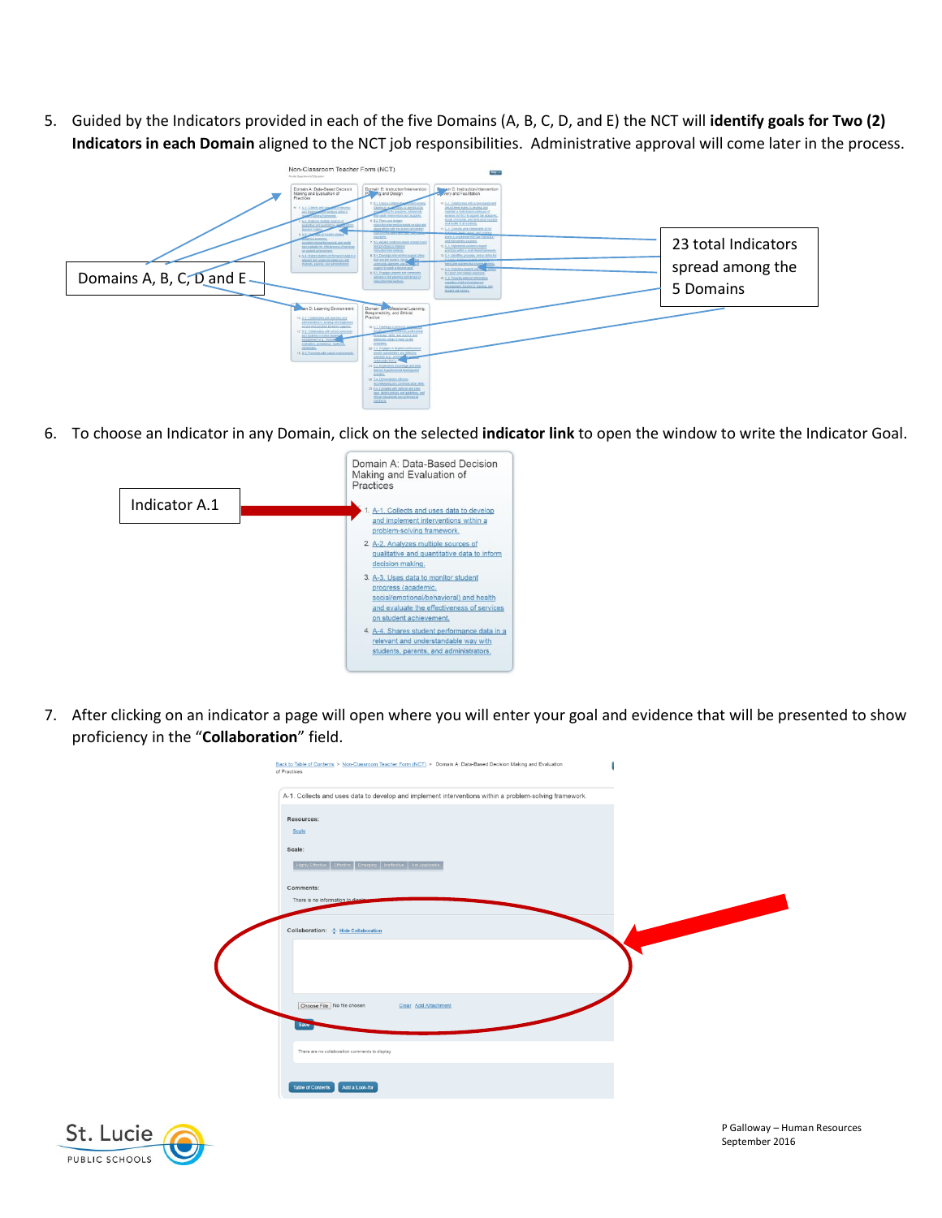5. Guided by the Indicators provided in each of the five Domains (A, B, C, D, and E) the NCT will **identify goals for Two (2) Indicators in each Domain** aligned to the NCT job responsibilities. Administrative approval will come later in the process.

Domains A, B, C, D and E

23 total Indicators spread among the 5 Domains

6. To choose an Indicator in any Domain, click on the selected **indicator link** to open the window to write the Indicator Goal.

Indicator A.1

Domain A: Data-Based Decision Making and Evaluation of Practices

1. A-1. Collects and uses data to develop and implement interventions within a problem-solving framework.
2. A-2. Analyzes multiple sources of qualitative and quantitative data to inform decision making.
3. A-3. Uses data to monitor student progress (academic, social/emotional/behavioral) and health and evaluate the effectiveness of services on student achievement.
4. A-4. Shares student performance data in a relevant and understandable way with students, parents, and administrators.

7. After clicking on an indicator a page will open where you will enter your goal and evidence that will be presented to show proficiency in the "**Collaboration**" field.

P Galloway – Human Resources
September 2016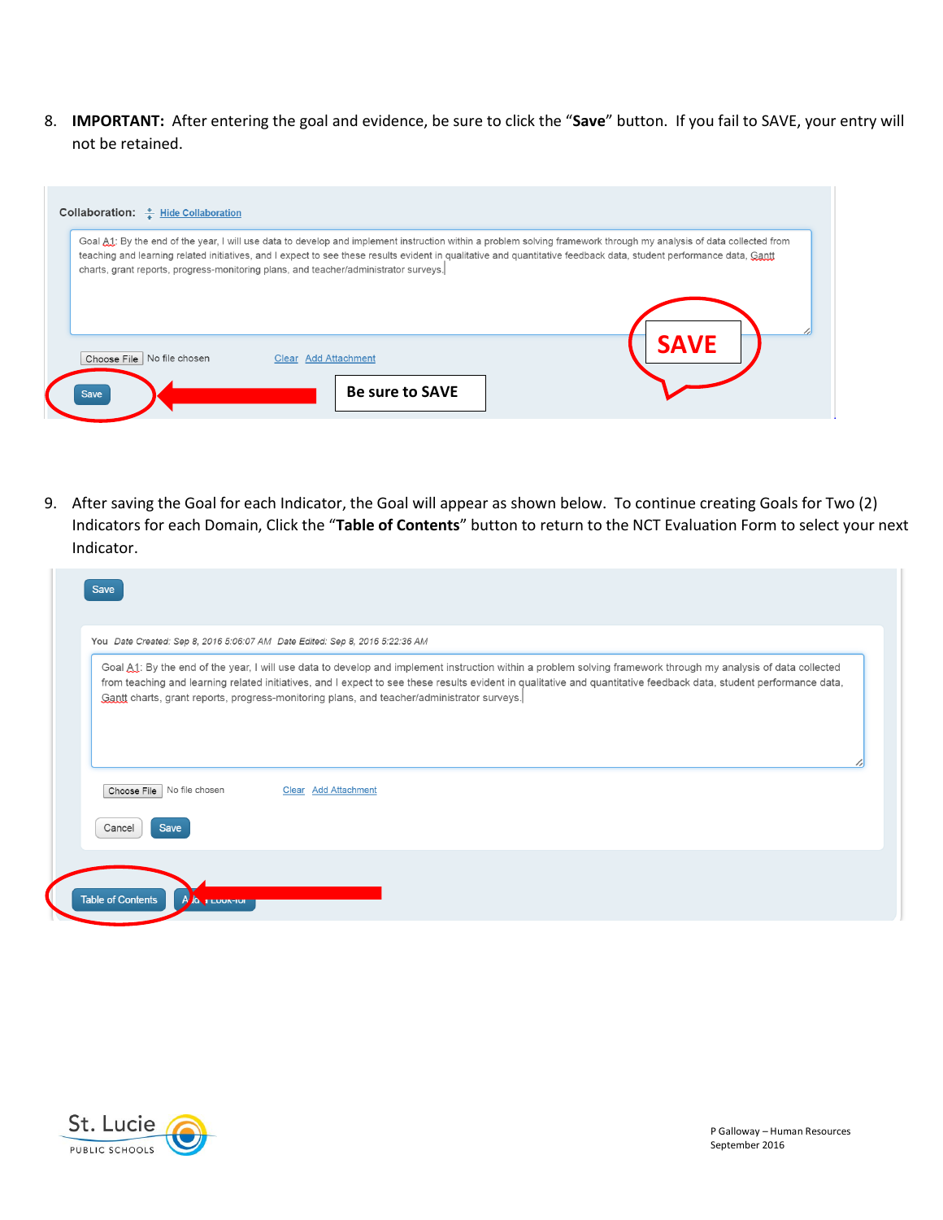8. **IMPORTANT:** After entering the goal and evidence, be sure to click the "**Save**" button. If you fail to SAVE, your entry will not be retained.

Collaboration: Hide Collaboration

Goal A1: By the end of the year, I will use data to develop and implement instruction within a problem solving framework through my analysis of data collected from teaching and learning related initiatives, and I expect to see these results evident in qualitative and quantitative feedback data, student performance data, Gantt charts, grant reports, progress-monitoring plans, and teacher/administrator surveys.

Choose File No file chosen Clear Add Attachment

Save

**SAVE**

**Be sure to SAVE**

9. After saving the Goal for each Indicator, the Goal will appear as shown below. To continue creating Goals for Two (2) Indicators for each Domain, Click the "**Table of Contents**" button to return to the NCT Evaluation Form to select your next Indicator.

Save

You *Date Created: Sep 8, 2016 5:06:07 AM Date Edited: Sep 8, 2016 5:22:36 AM*

Goal A1: By the end of the year, I will use data to develop and implement instruction within a problem solving framework through my analysis of data collected from teaching and learning related initiatives, and I expect to see these results evident in qualitative and quantitative feedback data, student performance data, Gantt charts, grant reports, progress-monitoring plans, and teacher/administrator surveys.

Choose File No file chosen Clear Add Attachment

Cancel Save

Table of Contents

P Galloway – Human Resources
September 2016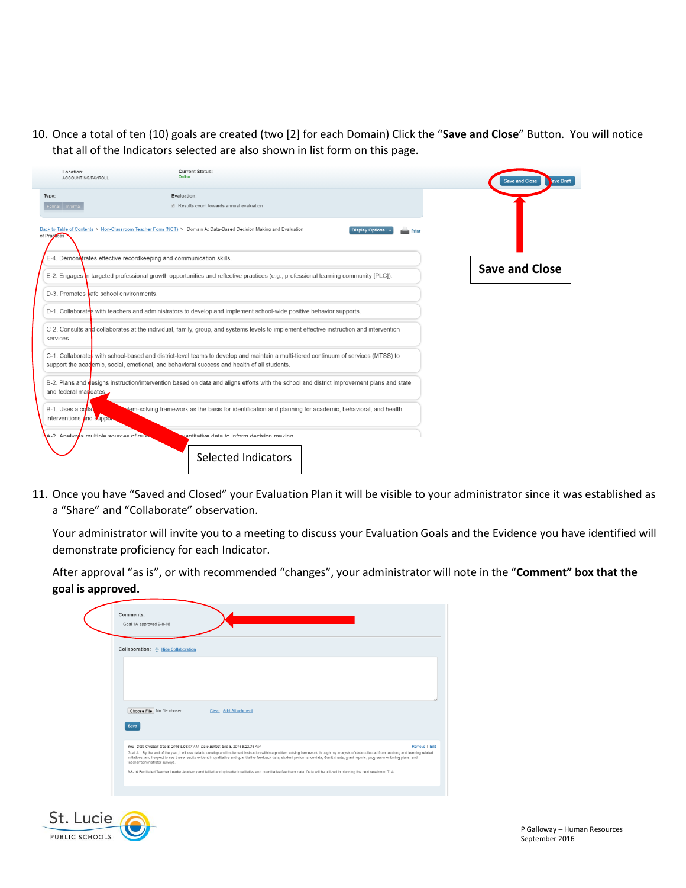10. Once a total of ten (10) goals are created (two [2] for each Domain) Click the "**Save and Close**" Button. You will notice that all of the Indicators selected are also shown in list form on this page.

Location:
ACCOUNTING/PAYROLL

Current Status:
Online

Save and Close | Save Draft

Type:
Formal | Informal

Evaluation:
Results count towards annual evaluation

Back to Table of Contents > Non-Classroom Teacher Form (NCT) > Domain A: Data-Based Decision Making and Evaluation of Practices

Display Options | Print

E-4. Demonstrates effective recordkeeping and communication skills.

E-2. Engages in targeted professional growth opportunities and reflective practices (e.g., professional learning community [PLC]).

D-3. Promotes safe school environments.

D-1. Collaborates with teachers and administrators to develop and implement school-wide positive behavior supports.

C-2. Consults and collaborates at the individual, family, group, and systems levels to implement effective instruction and intervention services.

C-1. Collaborates with school-based and district-level teams to develop and maintain a multi-tiered continuum of services (MTSS) to support the academic, social, emotional, and behavioral success and health of all students.

B-2. Plans and designs instruction/intervention based on data and aligns efforts with the school and district improvement plans and state and federal mandates.

B-1. Uses a collab... problem-solving framework as the basis for identification and planning for academic, behavioral, and health interventions and suppor...

A-2. Analyzes multiple sources of qua... quantitative data to inform decision making

Save and Close

Selected Indicators

11. Once you have "Saved and Closed" your Evaluation Plan it will be visible to your administrator since it was established as a "Share" and "Collaborate" observation.

    Your administrator will invite you to a meeting to discuss your Evaluation Goals and the Evidence you have identified will demonstrate proficiency for each Indicator.

    After approval "as is", or with recommended "changes", your administrator will note in the "**Comment" box that the goal is approved.**

Comments:
Goal 1A approved 9-8-16

Collaboration: Hide Collaboration

Choose File | No file chosen | Clear | Add Attachment

Save

You Date Created: Sep 8, 2016 5:06:07 AM Date Edited: Sep 8, 2016 5:22:36 AM — Remove | Edit

Goal A1: By the end of the year, I will use data to develop and implement instruction within a problem solving framework through my analysis of data collected from teaching and learning related initiatives, and I expect to see these results evident in qualitative and quantitative feedback data, student performance data, Gantt charts, grant reports, progress-monitoring plans, and teacher/administrator surveys.

9-8-16 Facilitated Teacher Leader Academy and tallied and uploaded qualitative and quantitative feedback data. Data will be utilized in planning the next session of TLA.

St. Lucie PUBLIC SCHOOLS

P Galloway – Human Resources
September 2016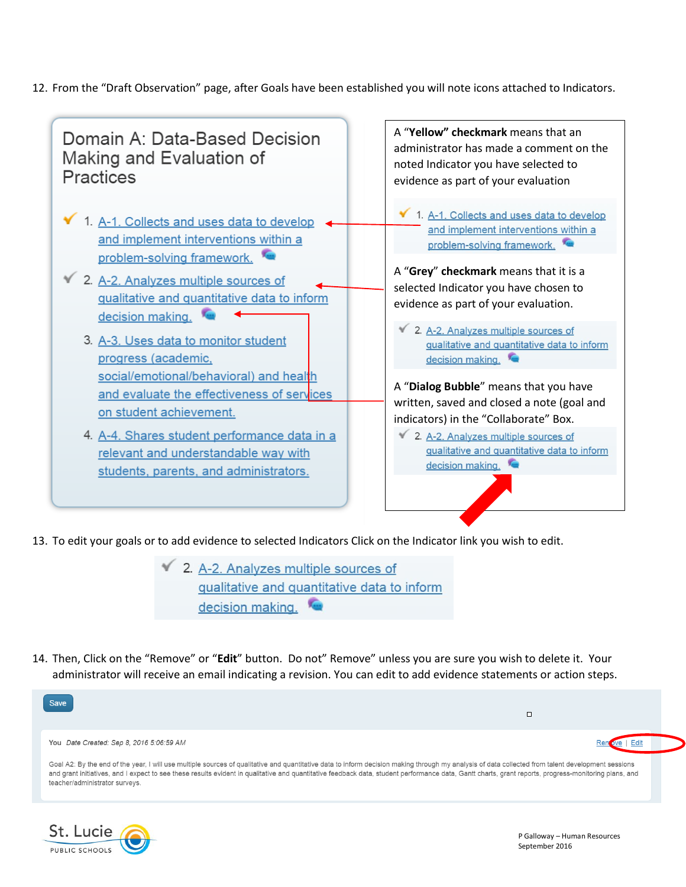12. From the "Draft Observation" page, after Goals have been established you will note icons attached to Indicators.

## Domain A: Data-Based Decision Making and Evaluation of Practices

1. A-1. Collects and uses data to develop and implement interventions within a problem-solving framework.
2. A-2. Analyzes multiple sources of qualitative and quantitative data to inform decision making.
3. A-3. Uses data to monitor student progress (academic, social/emotional/behavioral) and health and evaluate the effectiveness of services on student achievement.
4. A-4. Shares student performance data in a relevant and understandable way with students, parents, and administrators.

A "**Yellow" checkmark** means that an administrator has made a comment on the noted Indicator you have selected to evidence as part of your evaluation

1. A-1. Collects and uses data to develop and implement interventions within a problem-solving framework.

A "**Grey**" **checkmark** means that it is a selected Indicator you have chosen to evidence as part of your evaluation.

2. A-2. Analyzes multiple sources of qualitative and quantitative data to inform decision making.

A "**Dialog Bubble**" means that you have written, saved and closed a note (goal and indicators) in the "Collaborate" Box.

2. A-2. Analyzes multiple sources of qualitative and quantitative data to inform decision making.

13. To edit your goals or to add evidence to selected Indicators Click on the Indicator link you wish to edit.

2. A-2. Analyzes multiple sources of qualitative and quantitative data to inform decision making.

14. Then, Click on the "Remove" or "**Edit**" button. Do not" Remove" unless you are sure you wish to delete it. Your administrator will receive an email indicating a revision. You can edit to add evidence statements or action steps.

Save

You *Date Created: Sep 8, 2016 5:06:59 AM* Remove | Edit

Goal A2: By the end of the year, I will use multiple sources of qualitative and quantitative data to inform decision making through my analysis of data collected from talent development sessions and grant initiatives, and I expect to see these results evident in qualitative and quantitative feedback data, student performance data, Gantt charts, grant reports, progress-monitoring plans, and teacher/administrator surveys.

St. Lucie PUBLIC SCHOOLS

P Galloway – Human Resources
September 2016